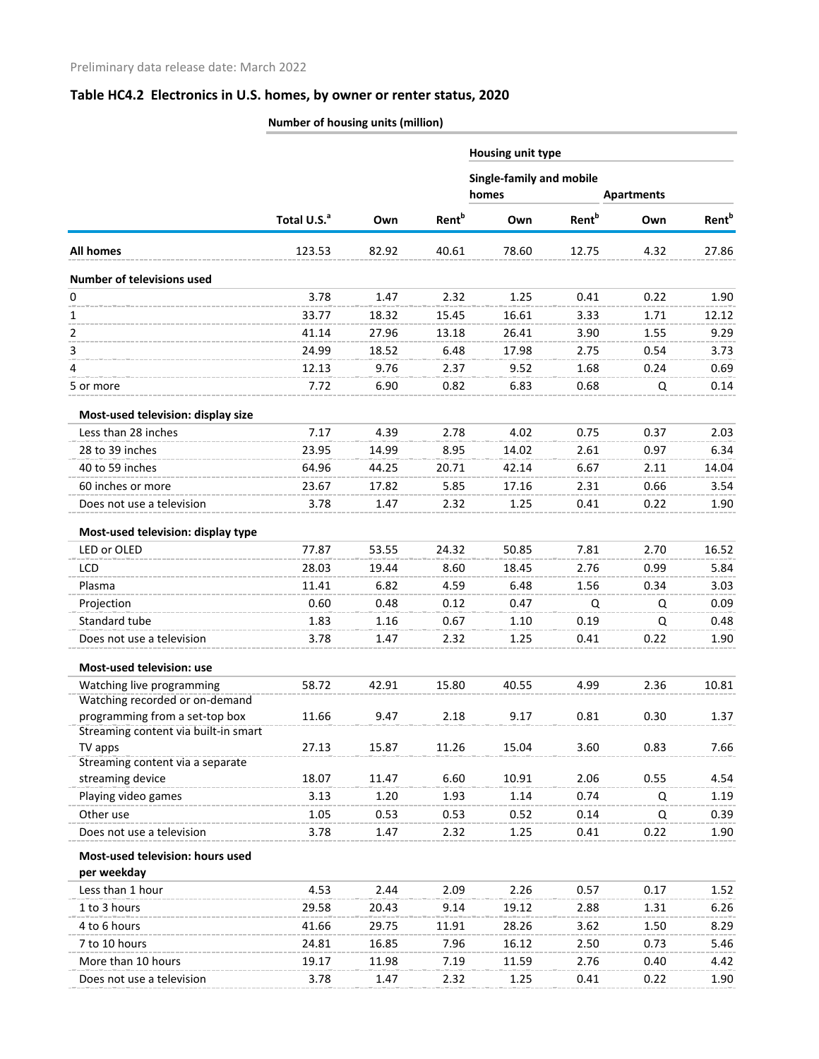Preliminary data release date: March 2022

## Table HC4.2 Electronics in U.S. homes, by owner or renter status, 2020

| | Number of housing units (million) | | | | | | |
|---|---|---|---|---|---|---|---|
| | | | | Housing unit type | | | |
| | | | | Single-family and mobile homes | | Apartments | |
| | Total U.S.[a] | Own | Rent[b] | Own | Rent[b] | Own | Rent[b] |
| **All homes** | 123.53 | 82.92 | 40.61 | 78.60 | 12.75 | 4.32 | 27.86 |
| **Number of televisions used** | | | | | | | |
| 0 | 3.78 | 1.47 | 2.32 | 1.25 | 0.41 | 0.22 | 1.90 |
| 1 | 33.77 | 18.32 | 15.45 | 16.61 | 3.33 | 1.71 | 12.12 |
| 2 | 41.14 | 27.96 | 13.18 | 26.41 | 3.90 | 1.55 | 9.29 |
| 3 | 24.99 | 18.52 | 6.48 | 17.98 | 2.75 | 0.54 | 3.73 |
| 4 | 12.13 | 9.76 | 2.37 | 9.52 | 1.68 | 0.24 | 0.69 |
| 5 or more | 7.72 | 6.90 | 0.82 | 6.83 | 0.68 | Q | 0.14 |
| **Most-used television: display size** | | | | | | | |
| Less than 28 inches | 7.17 | 4.39 | 2.78 | 4.02 | 0.75 | 0.37 | 2.03 |
| 28 to 39 inches | 23.95 | 14.99 | 8.95 | 14.02 | 2.61 | 0.97 | 6.34 |
| 40 to 59 inches | 64.96 | 44.25 | 20.71 | 42.14 | 6.67 | 2.11 | 14.04 |
| 60 inches or more | 23.67 | 17.82 | 5.85 | 17.16 | 2.31 | 0.66 | 3.54 |
| Does not use a television | 3.78 | 1.47 | 2.32 | 1.25 | 0.41 | 0.22 | 1.90 |
| **Most-used television: display type** | | | | | | | |
| LED or OLED | 77.87 | 53.55 | 24.32 | 50.85 | 7.81 | 2.70 | 16.52 |
| LCD | 28.03 | 19.44 | 8.60 | 18.45 | 2.76 | 0.99 | 5.84 |
| Plasma | 11.41 | 6.82 | 4.59 | 6.48 | 1.56 | 0.34 | 3.03 |
| Projection | 0.60 | 0.48 | 0.12 | 0.47 | Q | Q | 0.09 |
| Standard tube | 1.83 | 1.16 | 0.67 | 1.10 | 0.19 | Q | 0.48 |
| Does not use a television | 3.78 | 1.47 | 2.32 | 1.25 | 0.41 | 0.22 | 1.90 |
| **Most-used television: use** | | | | | | | |
| Watching live programming | 58.72 | 42.91 | 15.80 | 40.55 | 4.99 | 2.36 | 10.81 |
| Watching recorded or on-demand programming from a set-top box | 11.66 | 9.47 | 2.18 | 9.17 | 0.81 | 0.30 | 1.37 |
| Streaming content via built-in smart TV apps | 27.13 | 15.87 | 11.26 | 15.04 | 3.60 | 0.83 | 7.66 |
| Streaming content via a separate streaming device | 18.07 | 11.47 | 6.60 | 10.91 | 2.06 | 0.55 | 4.54 |
| Playing video games | 3.13 | 1.20 | 1.93 | 1.14 | 0.74 | Q | 1.19 |
| Other use | 1.05 | 0.53 | 0.53 | 0.52 | 0.14 | Q | 0.39 |
| Does not use a television | 3.78 | 1.47 | 2.32 | 1.25 | 0.41 | 0.22 | 1.90 |
| **Most-used television: hours used per weekday** | | | | | | | |
| Less than 1 hour | 4.53 | 2.44 | 2.09 | 2.26 | 0.57 | 0.17 | 1.52 |
| 1 to 3 hours | 29.58 | 20.43 | 9.14 | 19.12 | 2.88 | 1.31 | 6.26 |
| 4 to 6 hours | 41.66 | 29.75 | 11.91 | 28.26 | 3.62 | 1.50 | 8.29 |
| 7 to 10 hours | 24.81 | 16.85 | 7.96 | 16.12 | 2.50 | 0.73 | 5.46 |
| More than 10 hours | 19.17 | 11.98 | 7.19 | 11.59 | 2.76 | 0.40 | 4.42 |
| Does not use a television | 3.78 | 1.47 | 2.32 | 1.25 | 0.41 | 0.22 | 1.90 |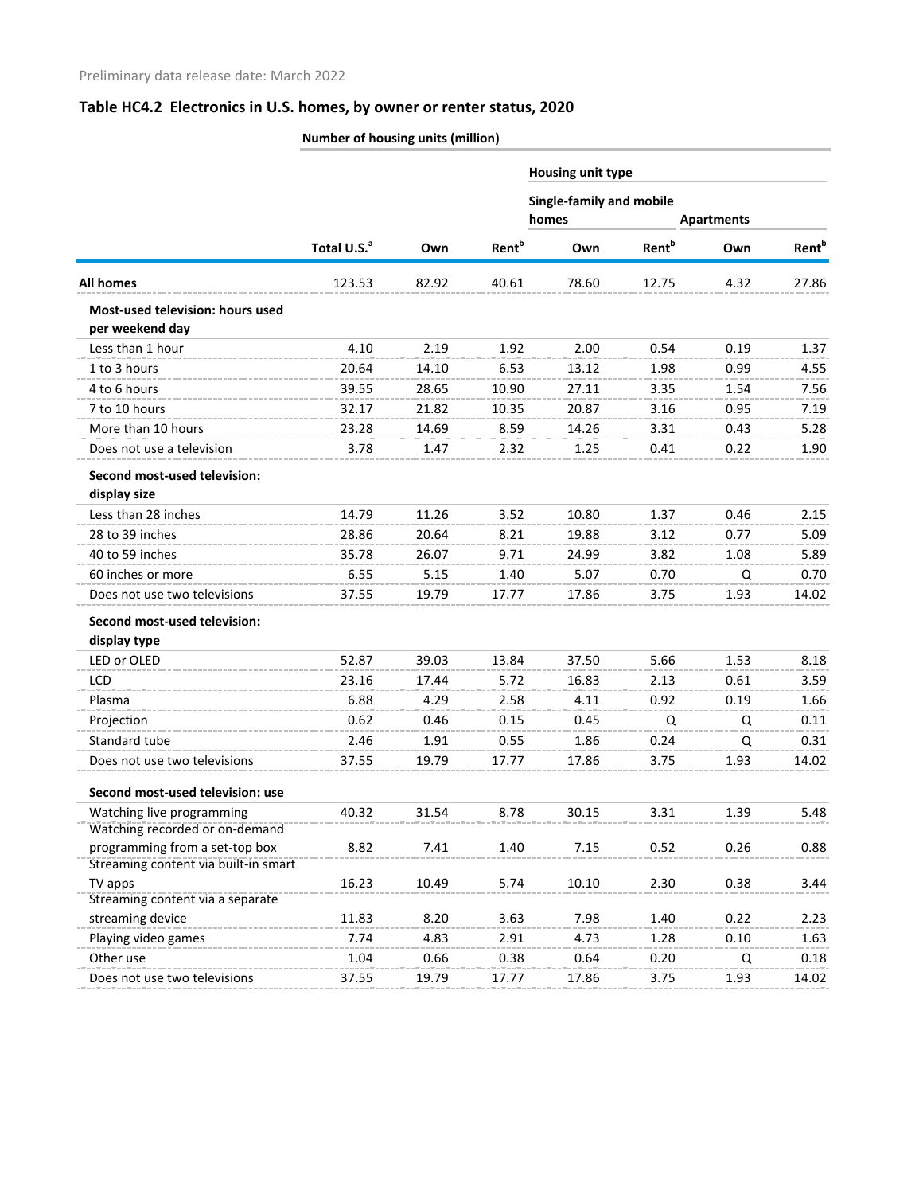Preliminary data release date: March 2022

## Table HC4.2 Electronics in U.S. homes, by owner or renter status, 2020

| | Number of housing units (million) | | | | | | |
|---|---|---|---|---|---|---|---|
| | | | | Housing unit type | | | |
| | | | | Single-family and mobile homes | | Apartments | |
| | Total U.S.[a] | Own | Rent[b] | Own | Rent[b] | Own | Rent[b] |
| **All homes** | 123.53 | 82.92 | 40.61 | 78.60 | 12.75 | 4.32 | 27.86 |
| **Most-used television: hours used per weekend day** | | | | | | | |
| Less than 1 hour | 4.10 | 2.19 | 1.92 | 2.00 | 0.54 | 0.19 | 1.37 |
| 1 to 3 hours | 20.64 | 14.10 | 6.53 | 13.12 | 1.98 | 0.99 | 4.55 |
| 4 to 6 hours | 39.55 | 28.65 | 10.90 | 27.11 | 3.35 | 1.54 | 7.56 |
| 7 to 10 hours | 32.17 | 21.82 | 10.35 | 20.87 | 3.16 | 0.95 | 7.19 |
| More than 10 hours | 23.28 | 14.69 | 8.59 | 14.26 | 3.31 | 0.43 | 5.28 |
| Does not use a television | 3.78 | 1.47 | 2.32 | 1.25 | 0.41 | 0.22 | 1.90 |
| **Second most-used television: display size** | | | | | | | |
| Less than 28 inches | 14.79 | 11.26 | 3.52 | 10.80 | 1.37 | 0.46 | 2.15 |
| 28 to 39 inches | 28.86 | 20.64 | 8.21 | 19.88 | 3.12 | 0.77 | 5.09 |
| 40 to 59 inches | 35.78 | 26.07 | 9.71 | 24.99 | 3.82 | 1.08 | 5.89 |
| 60 inches or more | 6.55 | 5.15 | 1.40 | 5.07 | 0.70 | Q | 0.70 |
| Does not use two televisions | 37.55 | 19.79 | 17.77 | 17.86 | 3.75 | 1.93 | 14.02 |
| **Second most-used television: display type** | | | | | | | |
| LED or OLED | 52.87 | 39.03 | 13.84 | 37.50 | 5.66 | 1.53 | 8.18 |
| LCD | 23.16 | 17.44 | 5.72 | 16.83 | 2.13 | 0.61 | 3.59 |
| Plasma | 6.88 | 4.29 | 2.58 | 4.11 | 0.92 | 0.19 | 1.66 |
| Projection | 0.62 | 0.46 | 0.15 | 0.45 | Q | Q | 0.11 |
| Standard tube | 2.46 | 1.91 | 0.55 | 1.86 | 0.24 | Q | 0.31 |
| Does not use two televisions | 37.55 | 19.79 | 17.77 | 17.86 | 3.75 | 1.93 | 14.02 |
| **Second most-used television: use** | | | | | | | |
| Watching live programming | 40.32 | 31.54 | 8.78 | 30.15 | 3.31 | 1.39 | 5.48 |
| Watching recorded or on-demand programming from a set-top box | 8.82 | 7.41 | 1.40 | 7.15 | 0.52 | 0.26 | 0.88 |
| Streaming content via built-in smart TV apps | 16.23 | 10.49 | 5.74 | 10.10 | 2.30 | 0.38 | 3.44 |
| Streaming content via a separate streaming device | 11.83 | 8.20 | 3.63 | 7.98 | 1.40 | 0.22 | 2.23 |
| Playing video games | 7.74 | 4.83 | 2.91 | 4.73 | 1.28 | 0.10 | 1.63 |
| Other use | 1.04 | 0.66 | 0.38 | 0.64 | 0.20 | Q | 0.18 |
| Does not use two televisions | 37.55 | 19.79 | 17.77 | 17.86 | 3.75 | 1.93 | 14.02 |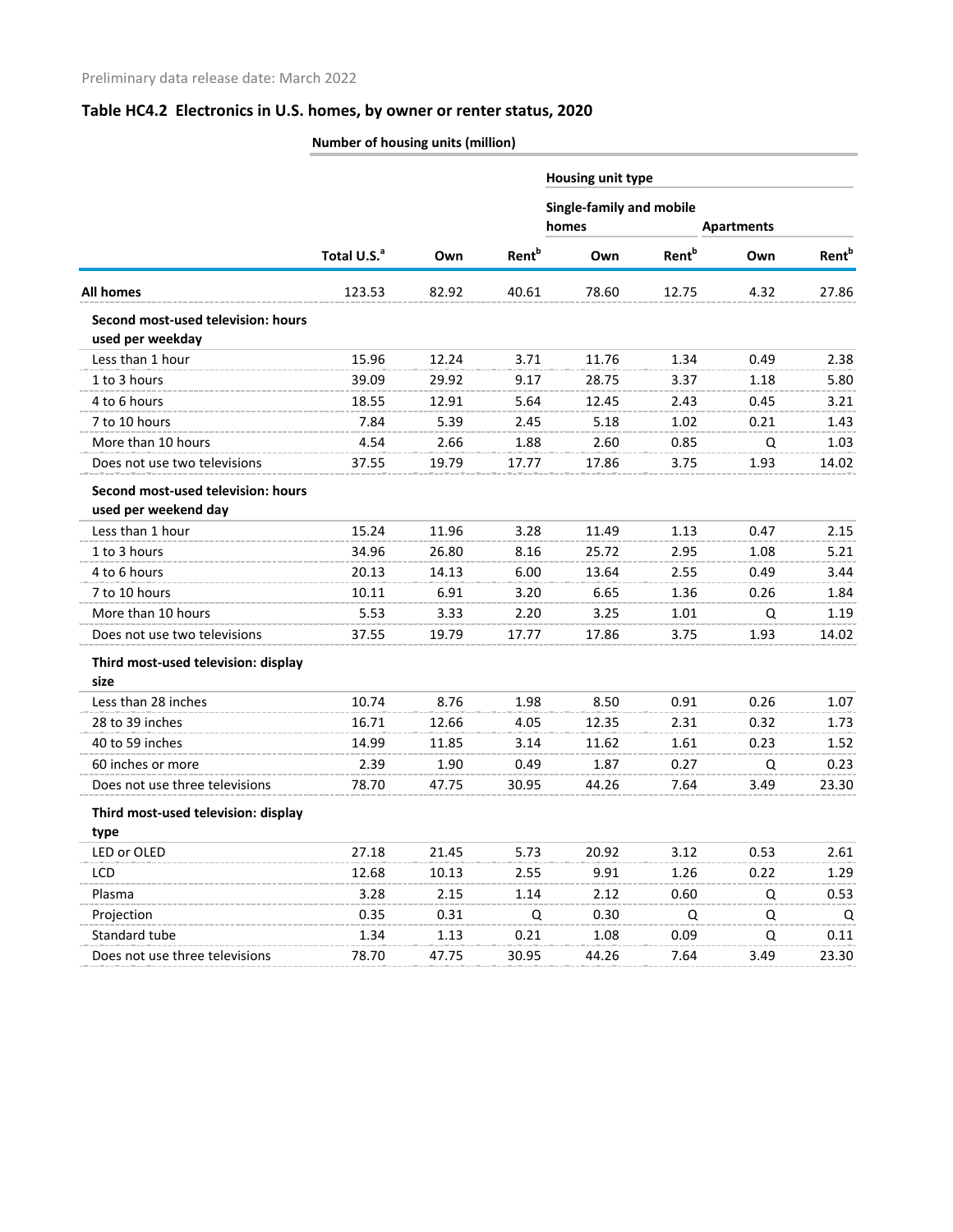Preliminary data release date: March 2022

## Table HC4.2 Electronics in U.S. homes, by owner or renter status, 2020

| | Number of housing units (million) | | | | | | |
|---|---|---|---|---|---|---|---|
| | | | | Housing unit type | | | |
| | | | | Single-family and mobile homes | | Apartments | |
| | Total U.S.[a] | Own | Rent[b] | Own | Rent[b] | Own | Rent[b] |
| **All homes** | 123.53 | 82.92 | 40.61 | 78.60 | 12.75 | 4.32 | 27.86 |
| **Second most-used television: hours used per weekday** | | | | | | | |
| Less than 1 hour | 15.96 | 12.24 | 3.71 | 11.76 | 1.34 | 0.49 | 2.38 |
| 1 to 3 hours | 39.09 | 29.92 | 9.17 | 28.75 | 3.37 | 1.18 | 5.80 |
| 4 to 6 hours | 18.55 | 12.91 | 5.64 | 12.45 | 2.43 | 0.45 | 3.21 |
| 7 to 10 hours | 7.84 | 5.39 | 2.45 | 5.18 | 1.02 | 0.21 | 1.43 |
| More than 10 hours | 4.54 | 2.66 | 1.88 | 2.60 | 0.85 | Q | 1.03 |
| Does not use two televisions | 37.55 | 19.79 | 17.77 | 17.86 | 3.75 | 1.93 | 14.02 |
| **Second most-used television: hours used per weekend day** | | | | | | | |
| Less than 1 hour | 15.24 | 11.96 | 3.28 | 11.49 | 1.13 | 0.47 | 2.15 |
| 1 to 3 hours | 34.96 | 26.80 | 8.16 | 25.72 | 2.95 | 1.08 | 5.21 |
| 4 to 6 hours | 20.13 | 14.13 | 6.00 | 13.64 | 2.55 | 0.49 | 3.44 |
| 7 to 10 hours | 10.11 | 6.91 | 3.20 | 6.65 | 1.36 | 0.26 | 1.84 |
| More than 10 hours | 5.53 | 3.33 | 2.20 | 3.25 | 1.01 | Q | 1.19 |
| Does not use two televisions | 37.55 | 19.79 | 17.77 | 17.86 | 3.75 | 1.93 | 14.02 |
| **Third most-used television: display size** | | | | | | | |
| Less than 28 inches | 10.74 | 8.76 | 1.98 | 8.50 | 0.91 | 0.26 | 1.07 |
| 28 to 39 inches | 16.71 | 12.66 | 4.05 | 12.35 | 2.31 | 0.32 | 1.73 |
| 40 to 59 inches | 14.99 | 11.85 | 3.14 | 11.62 | 1.61 | 0.23 | 1.52 |
| 60 inches or more | 2.39 | 1.90 | 0.49 | 1.87 | 0.27 | Q | 0.23 |
| Does not use three televisions | 78.70 | 47.75 | 30.95 | 44.26 | 7.64 | 3.49 | 23.30 |
| **Third most-used television: display type** | | | | | | | |
| LED or OLED | 27.18 | 21.45 | 5.73 | 20.92 | 3.12 | 0.53 | 2.61 |
| LCD | 12.68 | 10.13 | 2.55 | 9.91 | 1.26 | 0.22 | 1.29 |
| Plasma | 3.28 | 2.15 | 1.14 | 2.12 | 0.60 | Q | 0.53 |
| Projection | 0.35 | 0.31 | Q | 0.30 | Q | Q | Q |
| Standard tube | 1.34 | 1.13 | 0.21 | 1.08 | 0.09 | Q | 0.11 |
| Does not use three televisions | 78.70 | 47.75 | 30.95 | 44.26 | 7.64 | 3.49 | 23.30 |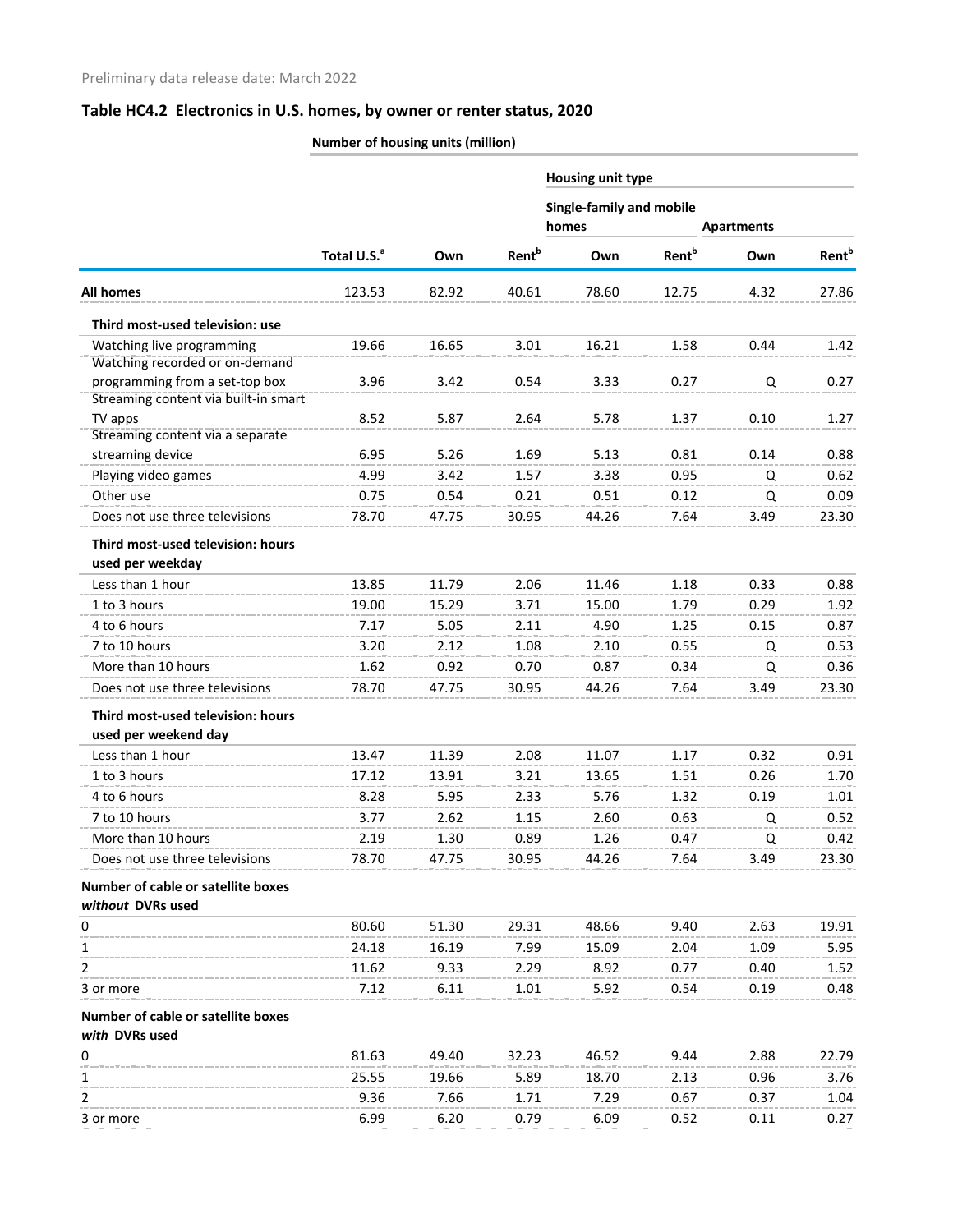Preliminary data release date: March 2022

## Table HC4.2 Electronics in U.S. homes, by owner or renter status, 2020

| | Number of housing units (million) | | | | | | |
|---|---|---|---|---|---|---|---|
| | | | | Housing unit type | | | |
| | | | | Single-family and mobile homes | | Apartments | |
| | Total U.S.[a] | Own | Rent[b] | Own | Rent[b] | Own | Rent[b] |
| **All homes** | 123.53 | 82.92 | 40.61 | 78.60 | 12.75 | 4.32 | 27.86 |
| **Third most-used television: use** | | | | | | | |
| Watching live programming | 19.66 | 16.65 | 3.01 | 16.21 | 1.58 | 0.44 | 1.42 |
| Watching recorded or on-demand programming from a set-top box | 3.96 | 3.42 | 0.54 | 3.33 | 0.27 | Q | 0.27 |
| Streaming content via built-in smart TV apps | 8.52 | 5.87 | 2.64 | 5.78 | 1.37 | 0.10 | 1.27 |
| Streaming content via a separate streaming device | 6.95 | 5.26 | 1.69 | 5.13 | 0.81 | 0.14 | 0.88 |
| Playing video games | 4.99 | 3.42 | 1.57 | 3.38 | 0.95 | Q | 0.62 |
| Other use | 0.75 | 0.54 | 0.21 | 0.51 | 0.12 | Q | 0.09 |
| Does not use three televisions | 78.70 | 47.75 | 30.95 | 44.26 | 7.64 | 3.49 | 23.30 |
| **Third most-used television: hours used per weekday** | | | | | | | |
| Less than 1 hour | 13.85 | 11.79 | 2.06 | 11.46 | 1.18 | 0.33 | 0.88 |
| 1 to 3 hours | 19.00 | 15.29 | 3.71 | 15.00 | 1.79 | 0.29 | 1.92 |
| 4 to 6 hours | 7.17 | 5.05 | 2.11 | 4.90 | 1.25 | 0.15 | 0.87 |
| 7 to 10 hours | 3.20 | 2.12 | 1.08 | 2.10 | 0.55 | Q | 0.53 |
| More than 10 hours | 1.62 | 0.92 | 0.70 | 0.87 | 0.34 | Q | 0.36 |
| Does not use three televisions | 78.70 | 47.75 | 30.95 | 44.26 | 7.64 | 3.49 | 23.30 |
| **Third most-used television: hours used per weekend day** | | | | | | | |
| Less than 1 hour | 13.47 | 11.39 | 2.08 | 11.07 | 1.17 | 0.32 | 0.91 |
| 1 to 3 hours | 17.12 | 13.91 | 3.21 | 13.65 | 1.51 | 0.26 | 1.70 |
| 4 to 6 hours | 8.28 | 5.95 | 2.33 | 5.76 | 1.32 | 0.19 | 1.01 |
| 7 to 10 hours | 3.77 | 2.62 | 1.15 | 2.60 | 0.63 | Q | 0.52 |
| More than 10 hours | 2.19 | 1.30 | 0.89 | 1.26 | 0.47 | Q | 0.42 |
| Does not use three televisions | 78.70 | 47.75 | 30.95 | 44.26 | 7.64 | 3.49 | 23.30 |
| **Number of cable or satellite boxes *without* DVRs used** | | | | | | | |
| 0 | 80.60 | 51.30 | 29.31 | 48.66 | 9.40 | 2.63 | 19.91 |
| 1 | 24.18 | 16.19 | 7.99 | 15.09 | 2.04 | 1.09 | 5.95 |
| 2 | 11.62 | 9.33 | 2.29 | 8.92 | 0.77 | 0.40 | 1.52 |
| 3 or more | 7.12 | 6.11 | 1.01 | 5.92 | 0.54 | 0.19 | 0.48 |
| **Number of cable or satellite boxes *with* DVRs used** | | | | | | | |
| 0 | 81.63 | 49.40 | 32.23 | 46.52 | 9.44 | 2.88 | 22.79 |
| 1 | 25.55 | 19.66 | 5.89 | 18.70 | 2.13 | 0.96 | 3.76 |
| 2 | 9.36 | 7.66 | 1.71 | 7.29 | 0.67 | 0.37 | 1.04 |
| 3 or more | 6.99 | 6.20 | 0.79 | 6.09 | 0.52 | 0.11 | 0.27 |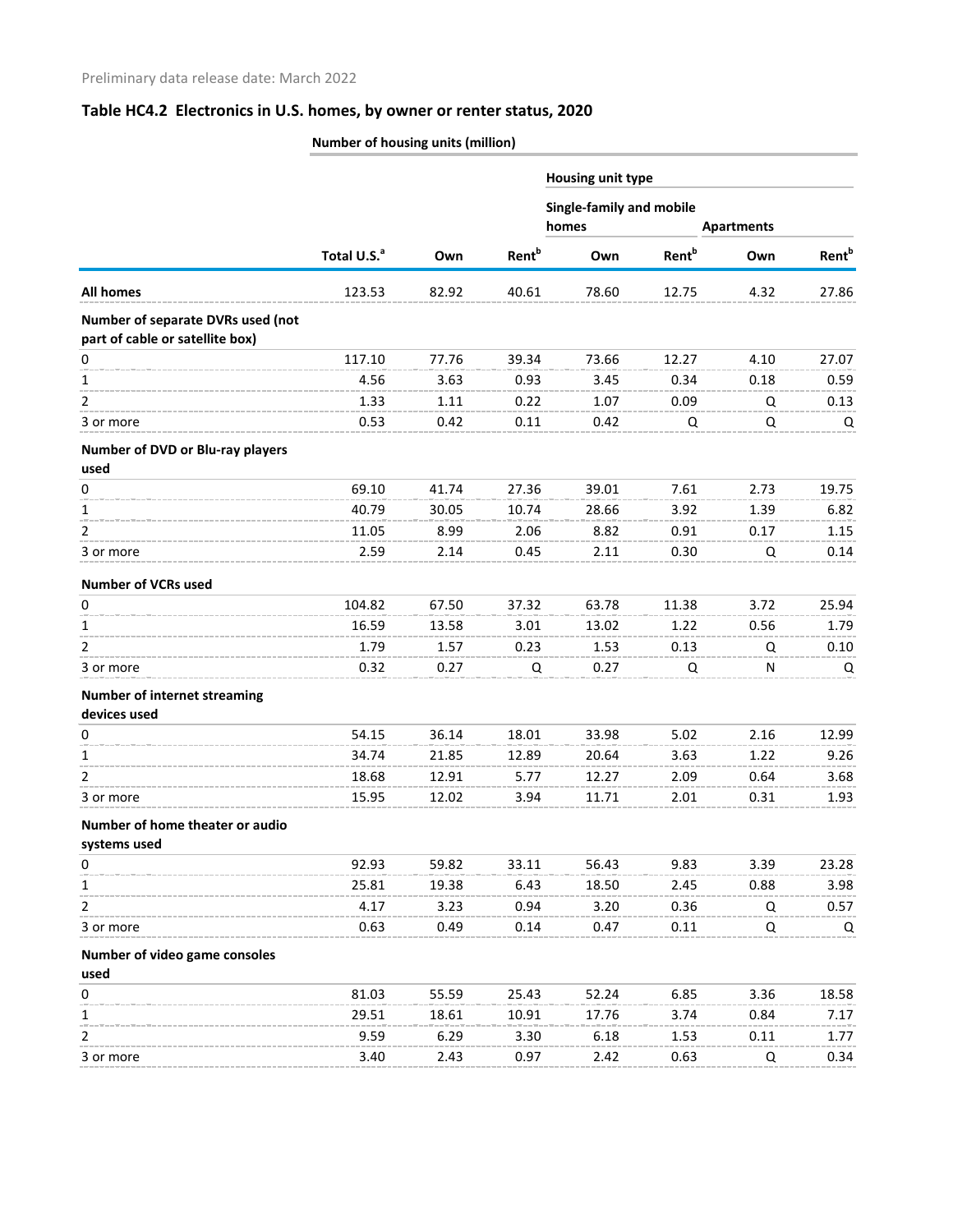Preliminary data release date: March 2022

## Table HC4.2 Electronics in U.S. homes, by owner or renter status, 2020

| | Number of housing units (million) | | | | | | |
|---|---|---|---|---|---|---|---|
| | | | | Housing unit type | | | |
| | | | | Single-family and mobile homes | | Apartments | |
| | Total U.S.[a] | Own | Rent[b] | Own | Rent[b] | Own | Rent[b] |
| **All homes** | 123.53 | 82.92 | 40.61 | 78.60 | 12.75 | 4.32 | 27.86 |
| **Number of separate DVRs used (not part of cable or satellite box)** | | | | | | | |
| 0 | 117.10 | 77.76 | 39.34 | 73.66 | 12.27 | 4.10 | 27.07 |
| 1 | 4.56 | 3.63 | 0.93 | 3.45 | 0.34 | 0.18 | 0.59 |
| 2 | 1.33 | 1.11 | 0.22 | 1.07 | 0.09 | Q | 0.13 |
| 3 or more | 0.53 | 0.42 | 0.11 | 0.42 | Q | Q | Q |
| **Number of DVD or Blu-ray players used** | | | | | | | |
| 0 | 69.10 | 41.74 | 27.36 | 39.01 | 7.61 | 2.73 | 19.75 |
| 1 | 40.79 | 30.05 | 10.74 | 28.66 | 3.92 | 1.39 | 6.82 |
| 2 | 11.05 | 8.99 | 2.06 | 8.82 | 0.91 | 0.17 | 1.15 |
| 3 or more | 2.59 | 2.14 | 0.45 | 2.11 | 0.30 | Q | 0.14 |
| **Number of VCRs used** | | | | | | | |
| 0 | 104.82 | 67.50 | 37.32 | 63.78 | 11.38 | 3.72 | 25.94 |
| 1 | 16.59 | 13.58 | 3.01 | 13.02 | 1.22 | 0.56 | 1.79 |
| 2 | 1.79 | 1.57 | 0.23 | 1.53 | 0.13 | Q | 0.10 |
| 3 or more | 0.32 | 0.27 | Q | 0.27 | Q | N | Q |
| **Number of internet streaming devices used** | | | | | | | |
| 0 | 54.15 | 36.14 | 18.01 | 33.98 | 5.02 | 2.16 | 12.99 |
| 1 | 34.74 | 21.85 | 12.89 | 20.64 | 3.63 | 1.22 | 9.26 |
| 2 | 18.68 | 12.91 | 5.77 | 12.27 | 2.09 | 0.64 | 3.68 |
| 3 or more | 15.95 | 12.02 | 3.94 | 11.71 | 2.01 | 0.31 | 1.93 |
| **Number of home theater or audio systems used** | | | | | | | |
| 0 | 92.93 | 59.82 | 33.11 | 56.43 | 9.83 | 3.39 | 23.28 |
| 1 | 25.81 | 19.38 | 6.43 | 18.50 | 2.45 | 0.88 | 3.98 |
| 2 | 4.17 | 3.23 | 0.94 | 3.20 | 0.36 | Q | 0.57 |
| 3 or more | 0.63 | 0.49 | 0.14 | 0.47 | 0.11 | Q | Q |
| **Number of video game consoles used** | | | | | | | |
| 0 | 81.03 | 55.59 | 25.43 | 52.24 | 6.85 | 3.36 | 18.58 |
| 1 | 29.51 | 18.61 | 10.91 | 17.76 | 3.74 | 0.84 | 7.17 |
| 2 | 9.59 | 6.29 | 3.30 | 6.18 | 1.53 | 0.11 | 1.77 |
| 3 or more | 3.40 | 2.43 | 0.97 | 2.42 | 0.63 | Q | 0.34 |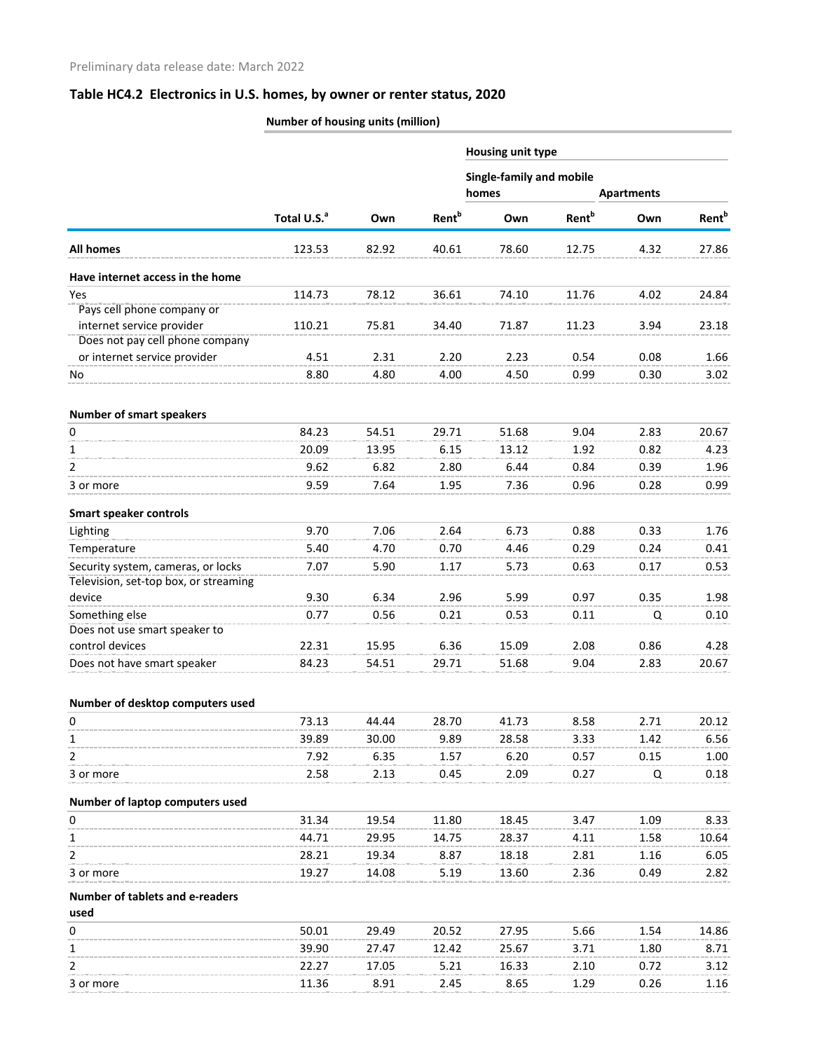Preliminary data release date: March 2022

## Table HC4.2 Electronics in U.S. homes, by owner or renter status, 2020

| | Number of housing units (million) | | | | | | |
|---|---|---|---|---|---|---|---|
| | | | | Housing unit type | | | |
| | | | | Single-family and mobile homes | | Apartments | |
| | Total U.S.[a] | Own | Rent[b] | Own | Rent[b] | Own | Rent[b] |
| **All homes** | 123.53 | 82.92 | 40.61 | 78.60 | 12.75 | 4.32 | 27.86 |
| **Have internet access in the home** | | | | | | | |
| Yes | 114.73 | 78.12 | 36.61 | 74.10 | 11.76 | 4.02 | 24.84 |
| Pays cell phone company or internet service provider | 110.21 | 75.81 | 34.40 | 71.87 | 11.23 | 3.94 | 23.18 |
| Does not pay cell phone company or internet service provider | 4.51 | 2.31 | 2.20 | 2.23 | 0.54 | 0.08 | 1.66 |
| No | 8.80 | 4.80 | 4.00 | 4.50 | 0.99 | 0.30 | 3.02 |
| **Number of smart speakers** | | | | | | | |
| 0 | 84.23 | 54.51 | 29.71 | 51.68 | 9.04 | 2.83 | 20.67 |
| 1 | 20.09 | 13.95 | 6.15 | 13.12 | 1.92 | 0.82 | 4.23 |
| 2 | 9.62 | 6.82 | 2.80 | 6.44 | 0.84 | 0.39 | 1.96 |
| 3 or more | 9.59 | 7.64 | 1.95 | 7.36 | 0.96 | 0.28 | 0.99 |
| **Smart speaker controls** | | | | | | | |
| Lighting | 9.70 | 7.06 | 2.64 | 6.73 | 0.88 | 0.33 | 1.76 |
| Temperature | 5.40 | 4.70 | 0.70 | 4.46 | 0.29 | 0.24 | 0.41 |
| Security system, cameras, or locks | 7.07 | 5.90 | 1.17 | 5.73 | 0.63 | 0.17 | 0.53 |
| Television, set-top box, or streaming device | 9.30 | 6.34 | 2.96 | 5.99 | 0.97 | 0.35 | 1.98 |
| Something else | 0.77 | 0.56 | 0.21 | 0.53 | 0.11 | Q | 0.10 |
| Does not use smart speaker to control devices | 22.31 | 15.95 | 6.36 | 15.09 | 2.08 | 0.86 | 4.28 |
| Does not have smart speaker | 84.23 | 54.51 | 29.71 | 51.68 | 9.04 | 2.83 | 20.67 |
| **Number of desktop computers used** | | | | | | | |
| 0 | 73.13 | 44.44 | 28.70 | 41.73 | 8.58 | 2.71 | 20.12 |
| 1 | 39.89 | 30.00 | 9.89 | 28.58 | 3.33 | 1.42 | 6.56 |
| 2 | 7.92 | 6.35 | 1.57 | 6.20 | 0.57 | 0.15 | 1.00 |
| 3 or more | 2.58 | 2.13 | 0.45 | 2.09 | 0.27 | Q | 0.18 |
| **Number of laptop computers used** | | | | | | | |
| 0 | 31.34 | 19.54 | 11.80 | 18.45 | 3.47 | 1.09 | 8.33 |
| 1 | 44.71 | 29.95 | 14.75 | 28.37 | 4.11 | 1.58 | 10.64 |
| 2 | 28.21 | 19.34 | 8.87 | 18.18 | 2.81 | 1.16 | 6.05 |
| 3 or more | 19.27 | 14.08 | 5.19 | 13.60 | 2.36 | 0.49 | 2.82 |
| **Number of tablets and e-readers used** | | | | | | | |
| 0 | 50.01 | 29.49 | 20.52 | 27.95 | 5.66 | 1.54 | 14.86 |
| 1 | 39.90 | 27.47 | 12.42 | 25.67 | 3.71 | 1.80 | 8.71 |
| 2 | 22.27 | 17.05 | 5.21 | 16.33 | 2.10 | 0.72 | 3.12 |
| 3 or more | 11.36 | 8.91 | 2.45 | 8.65 | 1.29 | 0.26 | 1.16 |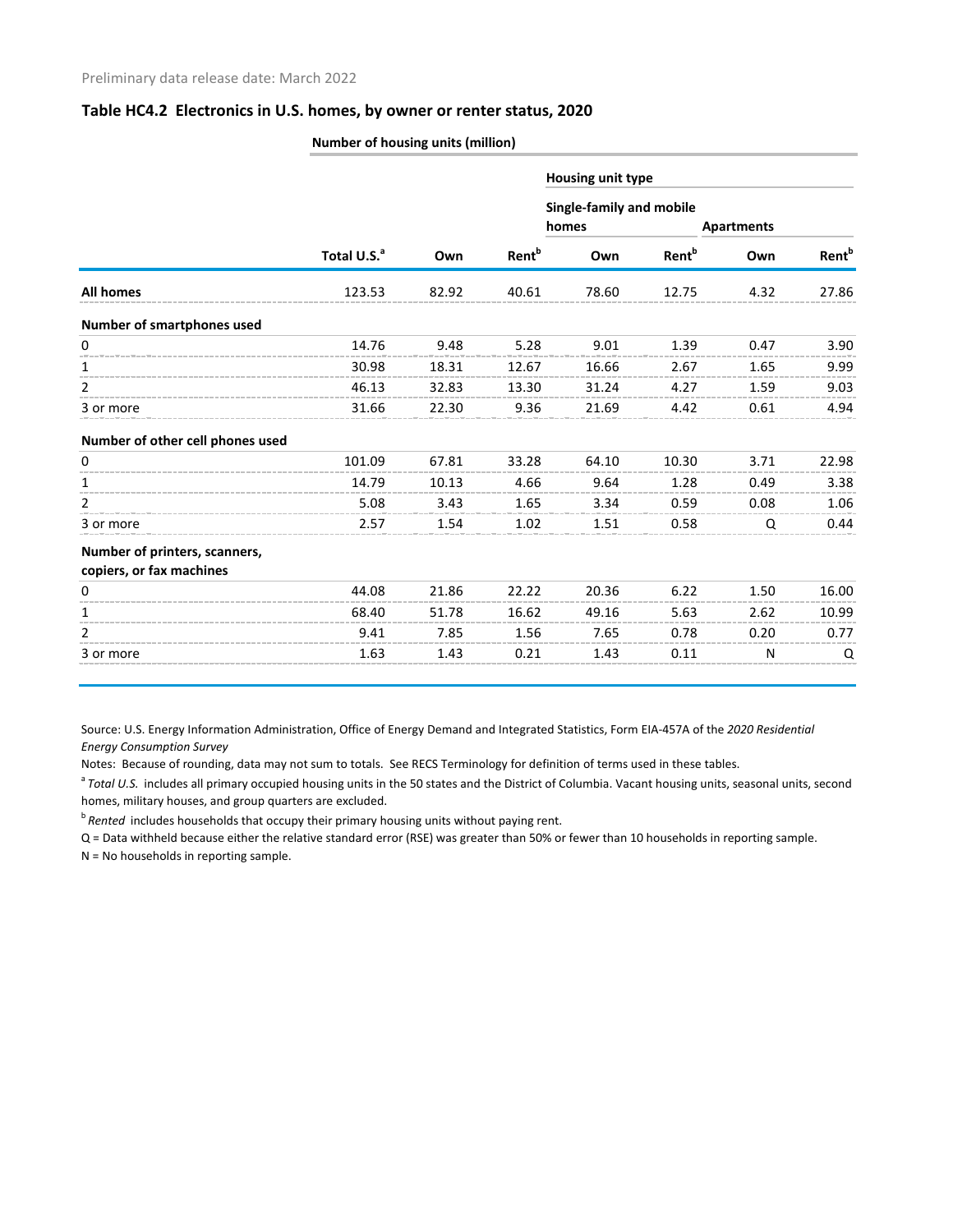Preliminary data release date: March 2022

## Table HC4.2 Electronics in U.S. homes, by owner or renter status, 2020

| | Number of housing units (million) | | | | | | |
|---|---|---|---|---|---|---|---|
| | | | | Housing unit type | | | |
| | | | | Single-family and mobile homes | | Apartments | |
| | Total U.S.[a] | Own | Rent[b] | Own | Rent[b] | Own | Rent[b] |
| **All homes** | 123.53 | 82.92 | 40.61 | 78.60 | 12.75 | 4.32 | 27.86 |
| **Number of smartphones used** | | | | | | | |
| 0 | 14.76 | 9.48 | 5.28 | 9.01 | 1.39 | 0.47 | 3.90 |
| 1 | 30.98 | 18.31 | 12.67 | 16.66 | 2.67 | 1.65 | 9.99 |
| 2 | 46.13 | 32.83 | 13.30 | 31.24 | 4.27 | 1.59 | 9.03 |
| 3 or more | 31.66 | 22.30 | 9.36 | 21.69 | 4.42 | 0.61 | 4.94 |
| **Number of other cell phones used** | | | | | | | |
| 0 | 101.09 | 67.81 | 33.28 | 64.10 | 10.30 | 3.71 | 22.98 |
| 1 | 14.79 | 10.13 | 4.66 | 9.64 | 1.28 | 0.49 | 3.38 |
| 2 | 5.08 | 3.43 | 1.65 | 3.34 | 0.59 | 0.08 | 1.06 |
| 3 or more | 2.57 | 1.54 | 1.02 | 1.51 | 0.58 | Q | 0.44 |
| **Number of printers, scanners, copiers, or fax machines** | | | | | | | |
| 0 | 44.08 | 21.86 | 22.22 | 20.36 | 6.22 | 1.50 | 16.00 |
| 1 | 68.40 | 51.78 | 16.62 | 49.16 | 5.63 | 2.62 | 10.99 |
| 2 | 9.41 | 7.85 | 1.56 | 7.65 | 0.78 | 0.20 | 0.77 |
| 3 or more | 1.63 | 1.43 | 0.21 | 1.43 | 0.11 | N | Q |

Source: U.S. Energy Information Administration, Office of Energy Demand and Integrated Statistics, Form EIA-457A of the *2020 Residential Energy Consumption Survey*

Notes: Because of rounding, data may not sum to totals. See RECS Terminology for definition of terms used in these tables.

[a] *Total U.S.* includes all primary occupied housing units in the 50 states and the District of Columbia. Vacant housing units, seasonal units, second homes, military houses, and group quarters are excluded.

[b] *Rented* includes households that occupy their primary housing units without paying rent.

Q = Data withheld because either the relative standard error (RSE) was greater than 50% or fewer than 10 households in reporting sample.

N = No households in reporting sample.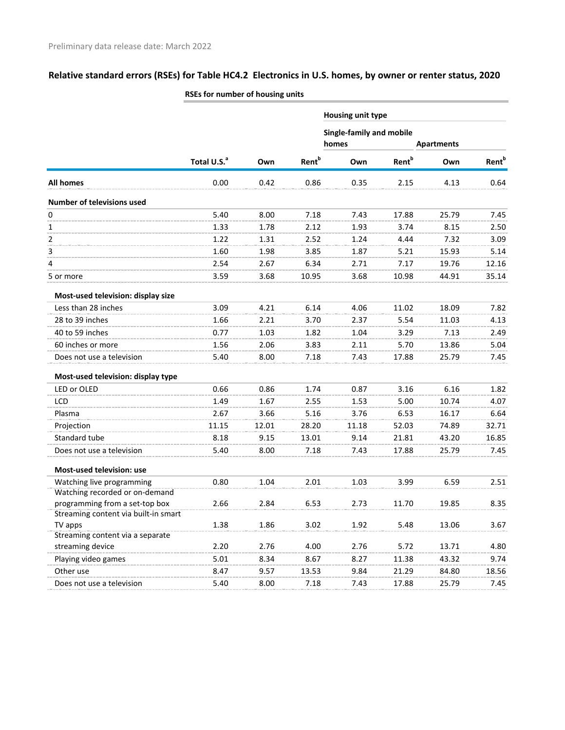Preliminary data release date: March 2022

## Relative standard errors (RSEs) for Table HC4.2 Electronics in U.S. homes, by owner or renter status, 2020

**RSEs for number of housing units**

| | | | | Housing unit type | | | |
|---|---|---|---|---|---|---|---|
| | | | | Single-family and mobile homes | | Apartments | |
| | Total U.S.[a] | Own | Rent[b] | Own | Rent[b] | Own | Rent[b] |
| **All homes** | 0.00 | 0.42 | 0.86 | 0.35 | 2.15 | 4.13 | 0.64 |
| **Number of televisions used** | | | | | | | |
| 0 | 5.40 | 8.00 | 7.18 | 7.43 | 17.88 | 25.79 | 7.45 |
| 1 | 1.33 | 1.78 | 2.12 | 1.93 | 3.74 | 8.15 | 2.50 |
| 2 | 1.22 | 1.31 | 2.52 | 1.24 | 4.44 | 7.32 | 3.09 |
| 3 | 1.60 | 1.98 | 3.85 | 1.87 | 5.21 | 15.93 | 5.14 |
| 4 | 2.54 | 2.67 | 6.34 | 2.71 | 7.17 | 19.76 | 12.16 |
| 5 or more | 3.59 | 3.68 | 10.95 | 3.68 | 10.98 | 44.91 | 35.14 |
| **Most-used television: display size** | | | | | | | |
| Less than 28 inches | 3.09 | 4.21 | 6.14 | 4.06 | 11.02 | 18.09 | 7.82 |
| 28 to 39 inches | 1.66 | 2.21 | 3.70 | 2.37 | 5.54 | 11.03 | 4.13 |
| 40 to 59 inches | 0.77 | 1.03 | 1.82 | 1.04 | 3.29 | 7.13 | 2.49 |
| 60 inches or more | 1.56 | 2.06 | 3.83 | 2.11 | 5.70 | 13.86 | 5.04 |
| Does not use a television | 5.40 | 8.00 | 7.18 | 7.43 | 17.88 | 25.79 | 7.45 |
| **Most-used television: display type** | | | | | | | |
| LED or OLED | 0.66 | 0.86 | 1.74 | 0.87 | 3.16 | 6.16 | 1.82 |
| LCD | 1.49 | 1.67 | 2.55 | 1.53 | 5.00 | 10.74 | 4.07 |
| Plasma | 2.67 | 3.66 | 5.16 | 3.76 | 6.53 | 16.17 | 6.64 |
| Projection | 11.15 | 12.01 | 28.20 | 11.18 | 52.03 | 74.89 | 32.71 |
| Standard tube | 8.18 | 9.15 | 13.01 | 9.14 | 21.81 | 43.20 | 16.85 |
| Does not use a television | 5.40 | 8.00 | 7.18 | 7.43 | 17.88 | 25.79 | 7.45 |
| **Most-used television: use** | | | | | | | |
| Watching live programming | 0.80 | 1.04 | 2.01 | 1.03 | 3.99 | 6.59 | 2.51 |
| Watching recorded or on-demand programming from a set-top box | 2.66 | 2.84 | 6.53 | 2.73 | 11.70 | 19.85 | 8.35 |
| Streaming content via built-in smart TV apps | 1.38 | 1.86 | 3.02 | 1.92 | 5.48 | 13.06 | 3.67 |
| Streaming content via a separate streaming device | 2.20 | 2.76 | 4.00 | 2.76 | 5.72 | 13.71 | 4.80 |
| Playing video games | 5.01 | 8.34 | 8.67 | 8.27 | 11.38 | 43.32 | 9.74 |
| Other use | 8.47 | 9.57 | 13.53 | 9.84 | 21.29 | 84.80 | 18.56 |
| Does not use a television | 5.40 | 8.00 | 7.18 | 7.43 | 17.88 | 25.79 | 7.45 |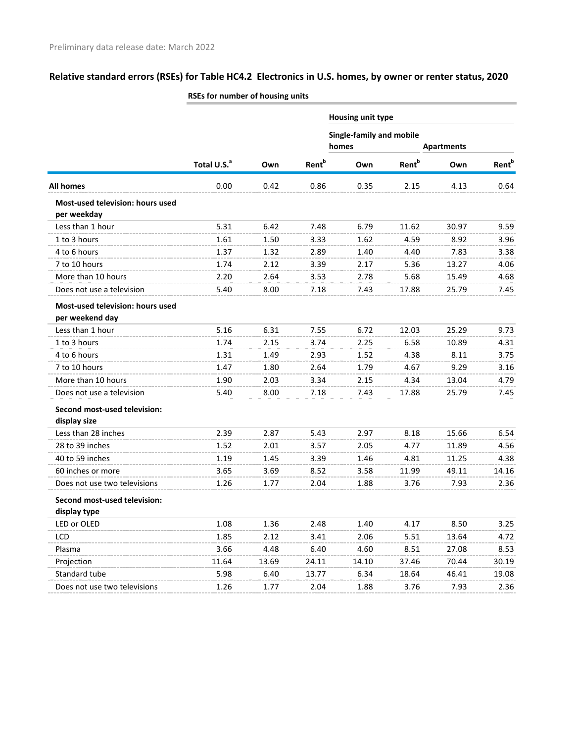Preliminary data release date: March 2022

## Relative standard errors (RSEs) for Table HC4.2 Electronics in U.S. homes, by owner or renter status, 2020

| | RSEs for number of housing units | | | | | | |
|---|---|---|---|---|---|---|---|
| | | | | Housing unit type | | | |
| | | | | Single-family and mobile homes | | Apartments | |
| | Total U.S.[a] | Own | Rent[b] | Own | Rent[b] | Own | Rent[b] |
| **All homes** | 0.00 | 0.42 | 0.86 | 0.35 | 2.15 | 4.13 | 0.64 |
| **Most-used television: hours used per weekday** | | | | | | | |
| Less than 1 hour | 5.31 | 6.42 | 7.48 | 6.79 | 11.62 | 30.97 | 9.59 |
| 1 to 3 hours | 1.61 | 1.50 | 3.33 | 1.62 | 4.59 | 8.92 | 3.96 |
| 4 to 6 hours | 1.37 | 1.32 | 2.89 | 1.40 | 4.40 | 7.83 | 3.38 |
| 7 to 10 hours | 1.74 | 2.12 | 3.39 | 2.17 | 5.36 | 13.27 | 4.06 |
| More than 10 hours | 2.20 | 2.64 | 3.53 | 2.78 | 5.68 | 15.49 | 4.68 |
| Does not use a television | 5.40 | 8.00 | 7.18 | 7.43 | 17.88 | 25.79 | 7.45 |
| **Most-used television: hours used per weekend day** | | | | | | | |
| Less than 1 hour | 5.16 | 6.31 | 7.55 | 6.72 | 12.03 | 25.29 | 9.73 |
| 1 to 3 hours | 1.74 | 2.15 | 3.74 | 2.25 | 6.58 | 10.89 | 4.31 |
| 4 to 6 hours | 1.31 | 1.49 | 2.93 | 1.52 | 4.38 | 8.11 | 3.75 |
| 7 to 10 hours | 1.47 | 1.80 | 2.64 | 1.79 | 4.67 | 9.29 | 3.16 |
| More than 10 hours | 1.90 | 2.03 | 3.34 | 2.15 | 4.34 | 13.04 | 4.79 |
| Does not use a television | 5.40 | 8.00 | 7.18 | 7.43 | 17.88 | 25.79 | 7.45 |
| **Second most-used television: display size** | | | | | | | |
| Less than 28 inches | 2.39 | 2.87 | 5.43 | 2.97 | 8.18 | 15.66 | 6.54 |
| 28 to 39 inches | 1.52 | 2.01 | 3.57 | 2.05 | 4.77 | 11.89 | 4.56 |
| 40 to 59 inches | 1.19 | 1.45 | 3.39 | 1.46 | 4.81 | 11.25 | 4.38 |
| 60 inches or more | 3.65 | 3.69 | 8.52 | 3.58 | 11.99 | 49.11 | 14.16 |
| Does not use two televisions | 1.26 | 1.77 | 2.04 | 1.88 | 3.76 | 7.93 | 2.36 |
| **Second most-used television: display type** | | | | | | | |
| LED or OLED | 1.08 | 1.36 | 2.48 | 1.40 | 4.17 | 8.50 | 3.25 |
| LCD | 1.85 | 2.12 | 3.41 | 2.06 | 5.51 | 13.64 | 4.72 |
| Plasma | 3.66 | 4.48 | 6.40 | 4.60 | 8.51 | 27.08 | 8.53 |
| Projection | 11.64 | 13.69 | 24.11 | 14.10 | 37.46 | 70.44 | 30.19 |
| Standard tube | 5.98 | 6.40 | 13.77 | 6.34 | 18.64 | 46.41 | 19.08 |
| Does not use two televisions | 1.26 | 1.77 | 2.04 | 1.88 | 3.76 | 7.93 | 2.36 |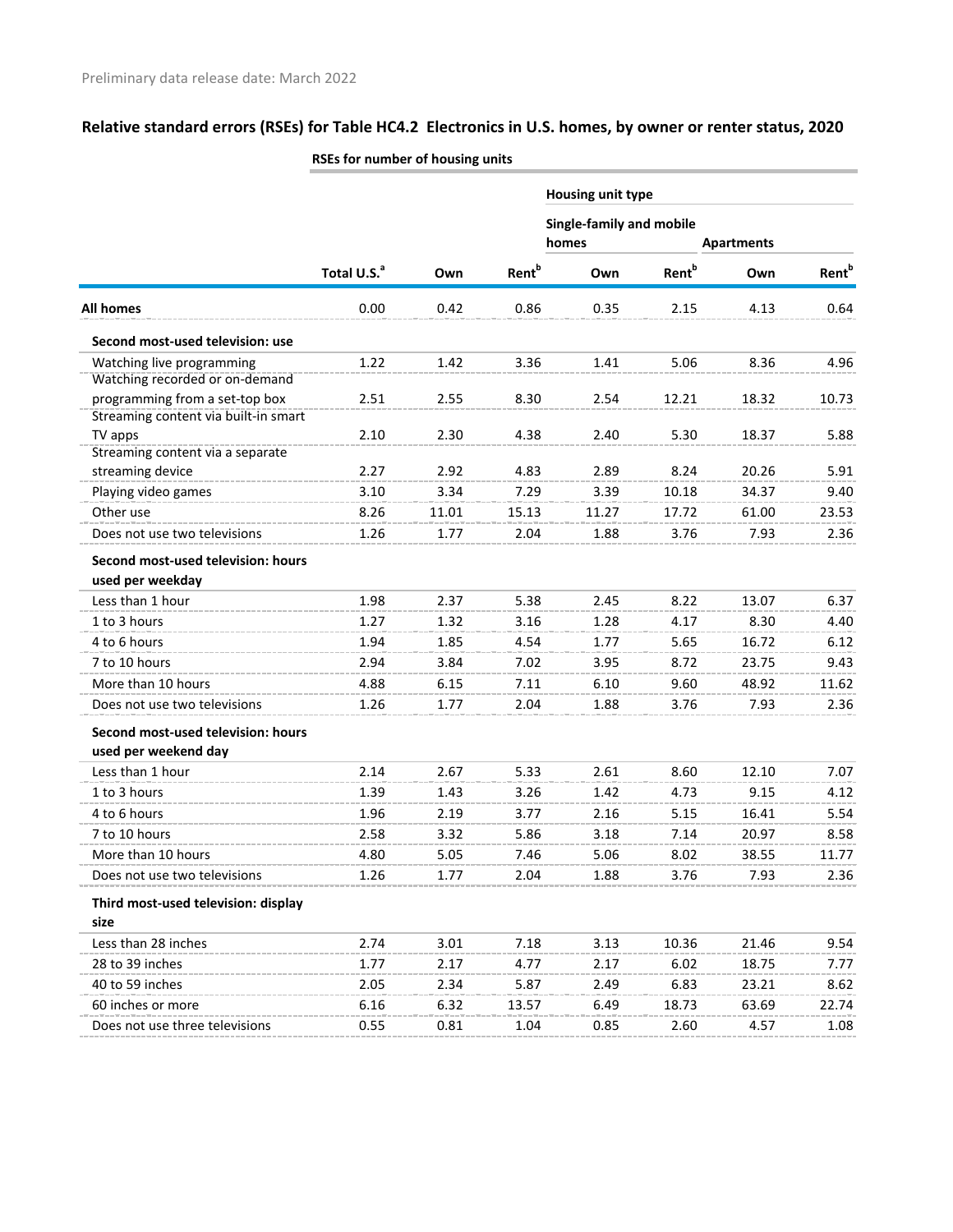Preliminary data release date: March 2022

## Relative standard errors (RSEs) for Table HC4.2 Electronics in U.S. homes, by owner or renter status, 2020

| | RSEs for number of housing units | | | | | | |
|---|---|---|---|---|---|---|---|
| | | | | Housing unit type | | | |
| | | | | Single-family and mobile homes | | Apartments | |
| | Total U.S.[a] | Own | Rent[b] | Own | Rent[b] | Own | Rent[b] |
| **All homes** | 0.00 | 0.42 | 0.86 | 0.35 | 2.15 | 4.13 | 0.64 |
| **Second most-used television: use** | | | | | | | |
| Watching live programming | 1.22 | 1.42 | 3.36 | 1.41 | 5.06 | 8.36 | 4.96 |
| Watching recorded or on-demand programming from a set-top box | 2.51 | 2.55 | 8.30 | 2.54 | 12.21 | 18.32 | 10.73 |
| Streaming content via built-in smart TV apps | 2.10 | 2.30 | 4.38 | 2.40 | 5.30 | 18.37 | 5.88 |
| Streaming content via a separate streaming device | 2.27 | 2.92 | 4.83 | 2.89 | 8.24 | 20.26 | 5.91 |
| Playing video games | 3.10 | 3.34 | 7.29 | 3.39 | 10.18 | 34.37 | 9.40 |
| Other use | 8.26 | 11.01 | 15.13 | 11.27 | 17.72 | 61.00 | 23.53 |
| Does not use two televisions | 1.26 | 1.77 | 2.04 | 1.88 | 3.76 | 7.93 | 2.36 |
| **Second most-used television: hours used per weekday** | | | | | | | |
| Less than 1 hour | 1.98 | 2.37 | 5.38 | 2.45 | 8.22 | 13.07 | 6.37 |
| 1 to 3 hours | 1.27 | 1.32 | 3.16 | 1.28 | 4.17 | 8.30 | 4.40 |
| 4 to 6 hours | 1.94 | 1.85 | 4.54 | 1.77 | 5.65 | 16.72 | 6.12 |
| 7 to 10 hours | 2.94 | 3.84 | 7.02 | 3.95 | 8.72 | 23.75 | 9.43 |
| More than 10 hours | 4.88 | 6.15 | 7.11 | 6.10 | 9.60 | 48.92 | 11.62 |
| Does not use two televisions | 1.26 | 1.77 | 2.04 | 1.88 | 3.76 | 7.93 | 2.36 |
| **Second most-used television: hours used per weekend day** | | | | | | | |
| Less than 1 hour | 2.14 | 2.67 | 5.33 | 2.61 | 8.60 | 12.10 | 7.07 |
| 1 to 3 hours | 1.39 | 1.43 | 3.26 | 1.42 | 4.73 | 9.15 | 4.12 |
| 4 to 6 hours | 1.96 | 2.19 | 3.77 | 2.16 | 5.15 | 16.41 | 5.54 |
| 7 to 10 hours | 2.58 | 3.32 | 5.86 | 3.18 | 7.14 | 20.97 | 8.58 |
| More than 10 hours | 4.80 | 5.05 | 7.46 | 5.06 | 8.02 | 38.55 | 11.77 |
| Does not use two televisions | 1.26 | 1.77 | 2.04 | 1.88 | 3.76 | 7.93 | 2.36 |
| **Third most-used television: display size** | | | | | | | |
| Less than 28 inches | 2.74 | 3.01 | 7.18 | 3.13 | 10.36 | 21.46 | 9.54 |
| 28 to 39 inches | 1.77 | 2.17 | 4.77 | 2.17 | 6.02 | 18.75 | 7.77 |
| 40 to 59 inches | 2.05 | 2.34 | 5.87 | 2.49 | 6.83 | 23.21 | 8.62 |
| 60 inches or more | 6.16 | 6.32 | 13.57 | 6.49 | 18.73 | 63.69 | 22.74 |
| Does not use three televisions | 0.55 | 0.81 | 1.04 | 0.85 | 2.60 | 4.57 | 1.08 |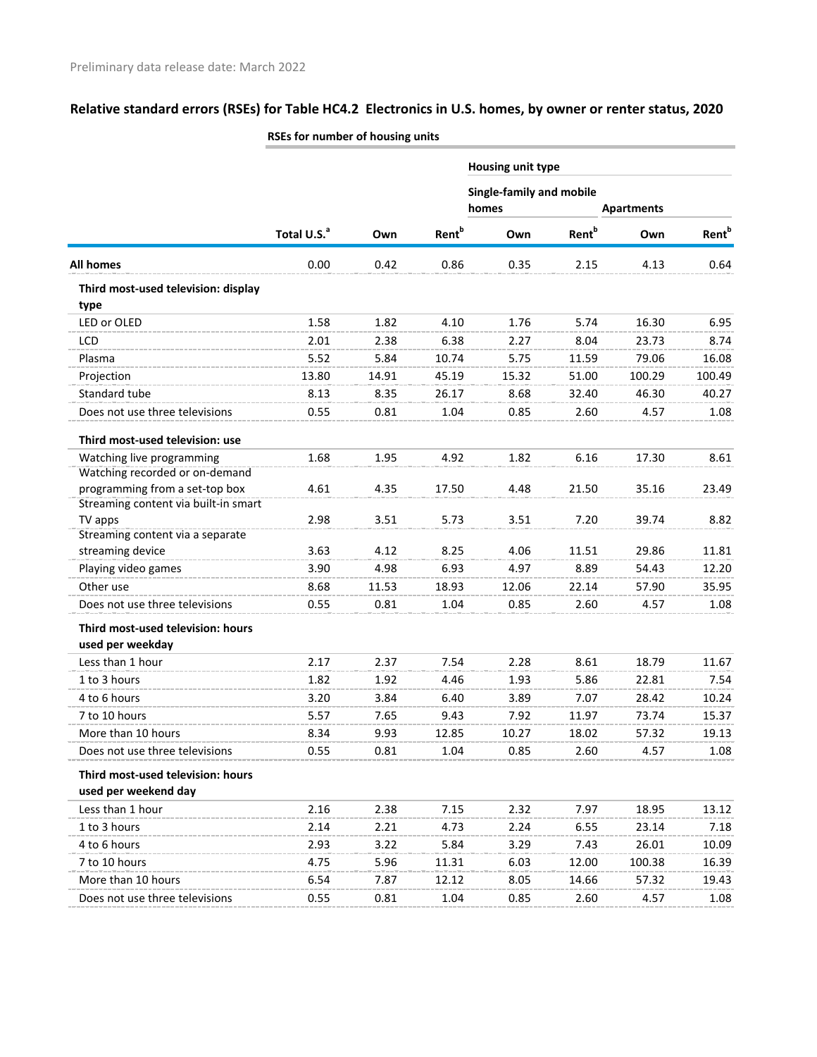Preliminary data release date: March 2022

## Relative standard errors (RSEs) for Table HC4.2 Electronics in U.S. homes, by owner or renter status, 2020

| | RSEs for number of housing units | | | | | | |
|---|---|---|---|---|---|---|---|
| | | | | Housing unit type | | | |
| | | | | Single-family and mobile homes | | Apartments | |
| | Total U.S.[a] | Own | Rent[b] | Own | Rent[b] | Own | Rent[b] |
| **All homes** | 0.00 | 0.42 | 0.86 | 0.35 | 2.15 | 4.13 | 0.64 |
| **Third most-used television: display type** | | | | | | | |
| LED or OLED | 1.58 | 1.82 | 4.10 | 1.76 | 5.74 | 16.30 | 6.95 |
| LCD | 2.01 | 2.38 | 6.38 | 2.27 | 8.04 | 23.73 | 8.74 |
| Plasma | 5.52 | 5.84 | 10.74 | 5.75 | 11.59 | 79.06 | 16.08 |
| Projection | 13.80 | 14.91 | 45.19 | 15.32 | 51.00 | 100.29 | 100.49 |
| Standard tube | 8.13 | 8.35 | 26.17 | 8.68 | 32.40 | 46.30 | 40.27 |
| Does not use three televisions | 0.55 | 0.81 | 1.04 | 0.85 | 2.60 | 4.57 | 1.08 |
| **Third most-used television: use** | | | | | | | |
| Watching live programming | 1.68 | 1.95 | 4.92 | 1.82 | 6.16 | 17.30 | 8.61 |
| Watching recorded or on-demand programming from a set-top box | 4.61 | 4.35 | 17.50 | 4.48 | 21.50 | 35.16 | 23.49 |
| Streaming content via built-in smart TV apps | 2.98 | 3.51 | 5.73 | 3.51 | 7.20 | 39.74 | 8.82 |
| Streaming content via a separate streaming device | 3.63 | 4.12 | 8.25 | 4.06 | 11.51 | 29.86 | 11.81 |
| Playing video games | 3.90 | 4.98 | 6.93 | 4.97 | 8.89 | 54.43 | 12.20 |
| Other use | 8.68 | 11.53 | 18.93 | 12.06 | 22.14 | 57.90 | 35.95 |
| Does not use three televisions | 0.55 | 0.81 | 1.04 | 0.85 | 2.60 | 4.57 | 1.08 |
| **Third most-used television: hours used per weekday** | | | | | | | |
| Less than 1 hour | 2.17 | 2.37 | 7.54 | 2.28 | 8.61 | 18.79 | 11.67 |
| 1 to 3 hours | 1.82 | 1.92 | 4.46 | 1.93 | 5.86 | 22.81 | 7.54 |
| 4 to 6 hours | 3.20 | 3.84 | 6.40 | 3.89 | 7.07 | 28.42 | 10.24 |
| 7 to 10 hours | 5.57 | 7.65 | 9.43 | 7.92 | 11.97 | 73.74 | 15.37 |
| More than 10 hours | 8.34 | 9.93 | 12.85 | 10.27 | 18.02 | 57.32 | 19.13 |
| Does not use three televisions | 0.55 | 0.81 | 1.04 | 0.85 | 2.60 | 4.57 | 1.08 |
| **Third most-used television: hours used per weekend day** | | | | | | | |
| Less than 1 hour | 2.16 | 2.38 | 7.15 | 2.32 | 7.97 | 18.95 | 13.12 |
| 1 to 3 hours | 2.14 | 2.21 | 4.73 | 2.24 | 6.55 | 23.14 | 7.18 |
| 4 to 6 hours | 2.93 | 3.22 | 5.84 | 3.29 | 7.43 | 26.01 | 10.09 |
| 7 to 10 hours | 4.75 | 5.96 | 11.31 | 6.03 | 12.00 | 100.38 | 16.39 |
| More than 10 hours | 6.54 | 7.87 | 12.12 | 8.05 | 14.66 | 57.32 | 19.43 |
| Does not use three televisions | 0.55 | 0.81 | 1.04 | 0.85 | 2.60 | 4.57 | 1.08 |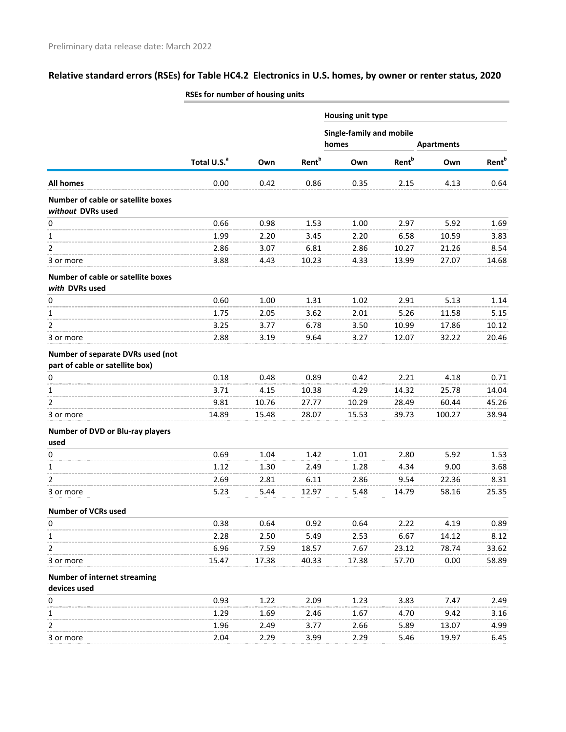Preliminary data release date: March 2022

## Relative standard errors (RSEs) for Table HC4.2 Electronics in U.S. homes, by owner or renter status, 2020

| | RSEs for number of housing units | | | | | | |
|---|---|---|---|---|---|---|---|
| | | | | Housing unit type | | | |
| | | | | Single-family and mobile homes | | Apartments | |
| | Total U.S.[a] | Own | Rent[b] | Own | Rent[b] | Own | Rent[b] |
| **All homes** | 0.00 | 0.42 | 0.86 | 0.35 | 2.15 | 4.13 | 0.64 |
| **Number of cable or satellite boxes *without* DVRs used** | | | | | | | |
| 0 | 0.66 | 0.98 | 1.53 | 1.00 | 2.97 | 5.92 | 1.69 |
| 1 | 1.99 | 2.20 | 3.45 | 2.20 | 6.58 | 10.59 | 3.83 |
| 2 | 2.86 | 3.07 | 6.81 | 2.86 | 10.27 | 21.26 | 8.54 |
| 3 or more | 3.88 | 4.43 | 10.23 | 4.33 | 13.99 | 27.07 | 14.68 |
| **Number of cable or satellite boxes *with* DVRs used** | | | | | | | |
| 0 | 0.60 | 1.00 | 1.31 | 1.02 | 2.91 | 5.13 | 1.14 |
| 1 | 1.75 | 2.05 | 3.62 | 2.01 | 5.26 | 11.58 | 5.15 |
| 2 | 3.25 | 3.77 | 6.78 | 3.50 | 10.99 | 17.86 | 10.12 |
| 3 or more | 2.88 | 3.19 | 9.64 | 3.27 | 12.07 | 32.22 | 20.46 |
| **Number of separate DVRs used (not part of cable or satellite box)** | | | | | | | |
| 0 | 0.18 | 0.48 | 0.89 | 0.42 | 2.21 | 4.18 | 0.71 |
| 1 | 3.71 | 4.15 | 10.38 | 4.29 | 14.32 | 25.78 | 14.04 |
| 2 | 9.81 | 10.76 | 27.77 | 10.29 | 28.49 | 60.44 | 45.26 |
| 3 or more | 14.89 | 15.48 | 28.07 | 15.53 | 39.73 | 100.27 | 38.94 |
| **Number of DVD or Blu-ray players used** | | | | | | | |
| 0 | 0.69 | 1.04 | 1.42 | 1.01 | 2.80 | 5.92 | 1.53 |
| 1 | 1.12 | 1.30 | 2.49 | 1.28 | 4.34 | 9.00 | 3.68 |
| 2 | 2.69 | 2.81 | 6.11 | 2.86 | 9.54 | 22.36 | 8.31 |
| 3 or more | 5.23 | 5.44 | 12.97 | 5.48 | 14.79 | 58.16 | 25.35 |
| **Number of VCRs used** | | | | | | | |
| 0 | 0.38 | 0.64 | 0.92 | 0.64 | 2.22 | 4.19 | 0.89 |
| 1 | 2.28 | 2.50 | 5.49 | 2.53 | 6.67 | 14.12 | 8.12 |
| 2 | 6.96 | 7.59 | 18.57 | 7.67 | 23.12 | 78.74 | 33.62 |
| 3 or more | 15.47 | 17.38 | 40.33 | 17.38 | 57.70 | 0.00 | 58.89 |
| **Number of internet streaming devices used** | | | | | | | |
| 0 | 0.93 | 1.22 | 2.09 | 1.23 | 3.83 | 7.47 | 2.49 |
| 1 | 1.29 | 1.69 | 2.46 | 1.67 | 4.70 | 9.42 | 3.16 |
| 2 | 1.96 | 2.49 | 3.77 | 2.66 | 5.89 | 13.07 | 4.99 |
| 3 or more | 2.04 | 2.29 | 3.99 | 2.29 | 5.46 | 19.97 | 6.45 |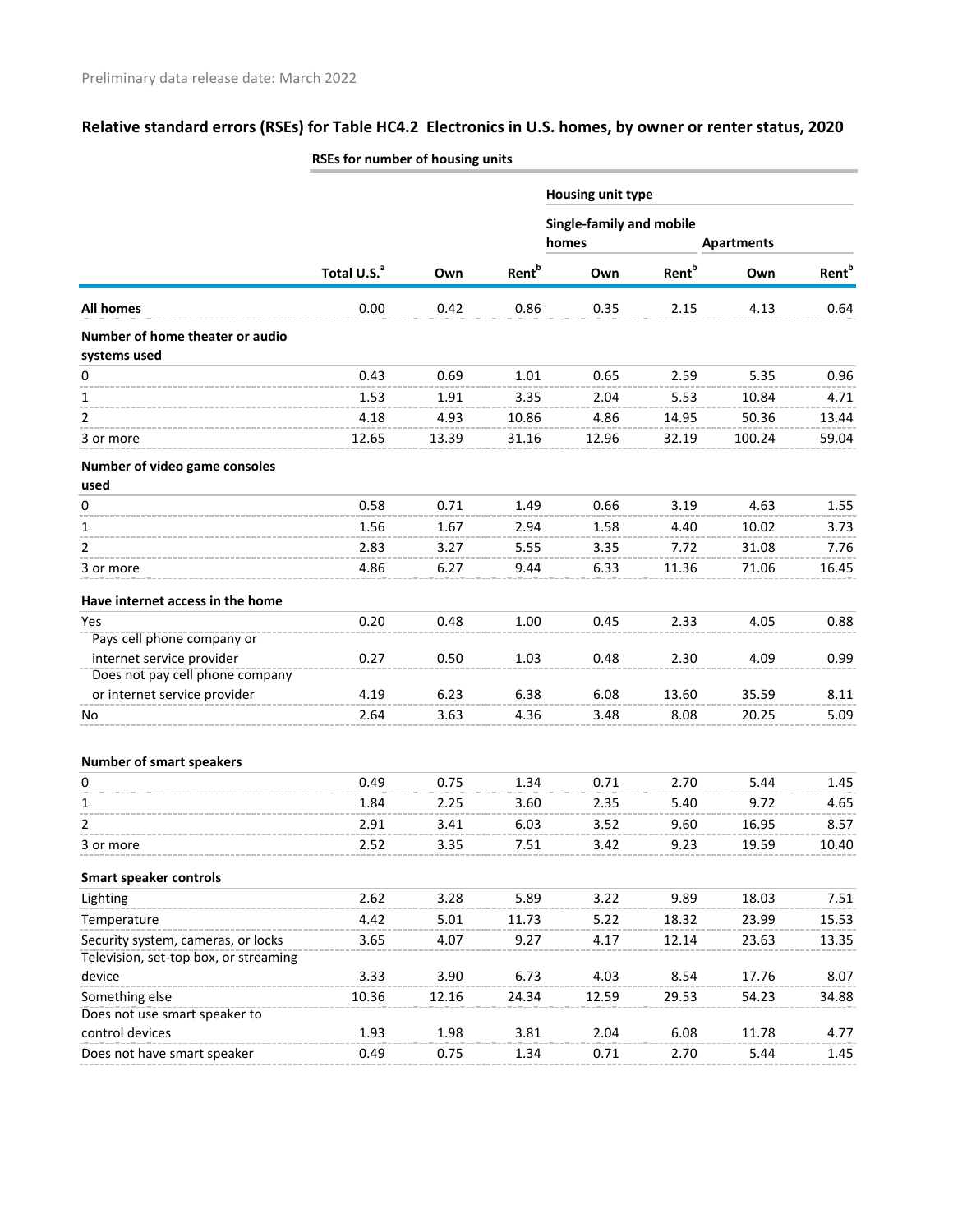Preliminary data release date: March 2022

## Relative standard errors (RSEs) for Table HC4.2 Electronics in U.S. homes, by owner or renter status, 2020

| | RSEs for number of housing units | | | | | | |
|---|---|---|---|---|---|---|---|
| | | | | Housing unit type | | | |
| | | | | Single-family and mobile homes | | Apartments | |
| | Total U.S.[a] | Own | Rent[b] | Own | Rent[b] | Own | Rent[b] |
| **All homes** | 0.00 | 0.42 | 0.86 | 0.35 | 2.15 | 4.13 | 0.64 |
| **Number of home theater or audio systems used** | | | | | | | |
| 0 | 0.43 | 0.69 | 1.01 | 0.65 | 2.59 | 5.35 | 0.96 |
| 1 | 1.53 | 1.91 | 3.35 | 2.04 | 5.53 | 10.84 | 4.71 |
| 2 | 4.18 | 4.93 | 10.86 | 4.86 | 14.95 | 50.36 | 13.44 |
| 3 or more | 12.65 | 13.39 | 31.16 | 12.96 | 32.19 | 100.24 | 59.04 |
| **Number of video game consoles used** | | | | | | | |
| 0 | 0.58 | 0.71 | 1.49 | 0.66 | 3.19 | 4.63 | 1.55 |
| 1 | 1.56 | 1.67 | 2.94 | 1.58 | 4.40 | 10.02 | 3.73 |
| 2 | 2.83 | 3.27 | 5.55 | 3.35 | 7.72 | 31.08 | 7.76 |
| 3 or more | 4.86 | 6.27 | 9.44 | 6.33 | 11.36 | 71.06 | 16.45 |
| **Have internet access in the home** | | | | | | | |
| Yes | 0.20 | 0.48 | 1.00 | 0.45 | 2.33 | 4.05 | 0.88 |
| Pays cell phone company or internet service provider | 0.27 | 0.50 | 1.03 | 0.48 | 2.30 | 4.09 | 0.99 |
| Does not pay cell phone company or internet service provider | 4.19 | 6.23 | 6.38 | 6.08 | 13.60 | 35.59 | 8.11 |
| No | 2.64 | 3.63 | 4.36 | 3.48 | 8.08 | 20.25 | 5.09 |
| **Number of smart speakers** | | | | | | | |
| 0 | 0.49 | 0.75 | 1.34 | 0.71 | 2.70 | 5.44 | 1.45 |
| 1 | 1.84 | 2.25 | 3.60 | 2.35 | 5.40 | 9.72 | 4.65 |
| 2 | 2.91 | 3.41 | 6.03 | 3.52 | 9.60 | 16.95 | 8.57 |
| 3 or more | 2.52 | 3.35 | 7.51 | 3.42 | 9.23 | 19.59 | 10.40 |
| **Smart speaker controls** | | | | | | | |
| Lighting | 2.62 | 3.28 | 5.89 | 3.22 | 9.89 | 18.03 | 7.51 |
| Temperature | 4.42 | 5.01 | 11.73 | 5.22 | 18.32 | 23.99 | 15.53 |
| Security system, cameras, or locks | 3.65 | 4.07 | 9.27 | 4.17 | 12.14 | 23.63 | 13.35 |
| Television, set-top box, or streaming device | 3.33 | 3.90 | 6.73 | 4.03 | 8.54 | 17.76 | 8.07 |
| Something else | 10.36 | 12.16 | 24.34 | 12.59 | 29.53 | 54.23 | 34.88 |
| Does not use smart speaker to control devices | 1.93 | 1.98 | 3.81 | 2.04 | 6.08 | 11.78 | 4.77 |
| Does not have smart speaker | 0.49 | 0.75 | 1.34 | 0.71 | 2.70 | 5.44 | 1.45 |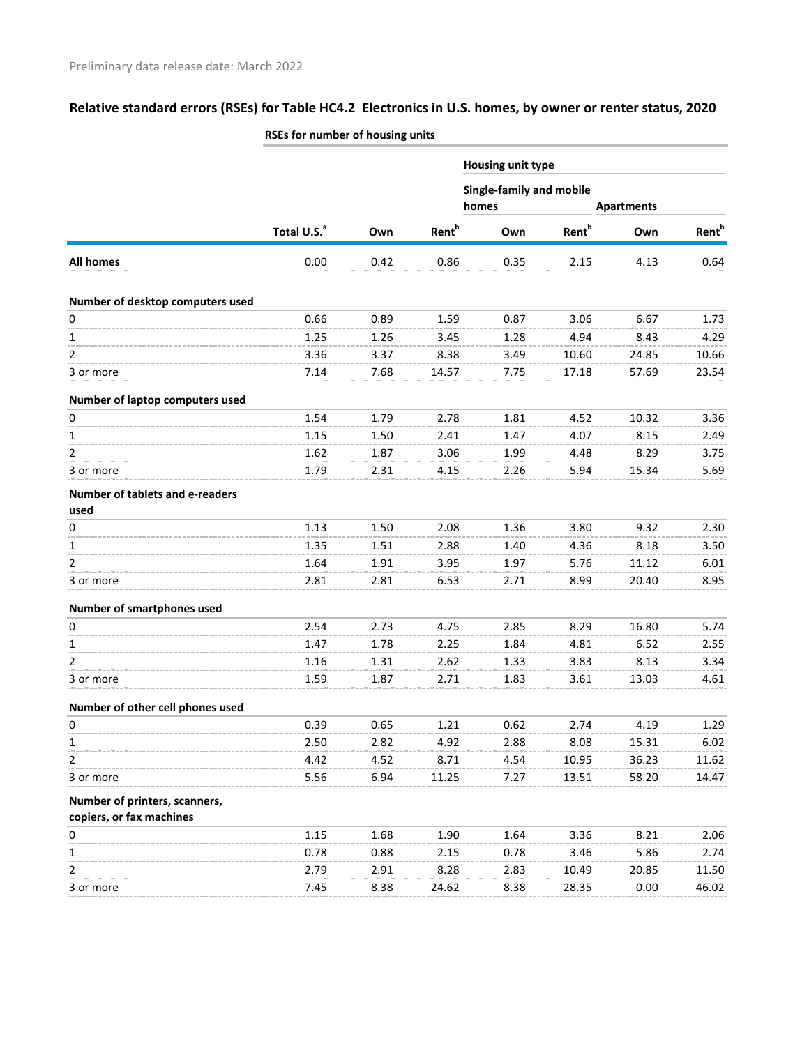Preliminary data release date: March 2022

## Relative standard errors (RSEs) for Table HC4.2 Electronics in U.S. homes, by owner or renter status, 2020

| | RSEs for number of housing units | | | | | | |
|---|---|---|---|---|---|---|---|
| | | | | Housing unit type | | | |
| | | | | Single-family and mobile homes | | Apartments | |
| | Total U.S.[a] | Own | Rent[b] | Own | Rent[b] | Own | Rent[b] |
| **All homes** | 0.00 | 0.42 | 0.86 | 0.35 | 2.15 | 4.13 | 0.64 |
| **Number of desktop computers used** | | | | | | | |
| 0 | 0.66 | 0.89 | 1.59 | 0.87 | 3.06 | 6.67 | 1.73 |
| 1 | 1.25 | 1.26 | 3.45 | 1.28 | 4.94 | 8.43 | 4.29 |
| 2 | 3.36 | 3.37 | 8.38 | 3.49 | 10.60 | 24.85 | 10.66 |
| 3 or more | 7.14 | 7.68 | 14.57 | 7.75 | 17.18 | 57.69 | 23.54 |
| **Number of laptop computers used** | | | | | | | |
| 0 | 1.54 | 1.79 | 2.78 | 1.81 | 4.52 | 10.32 | 3.36 |
| 1 | 1.15 | 1.50 | 2.41 | 1.47 | 4.07 | 8.15 | 2.49 |
| 2 | 1.62 | 1.87 | 3.06 | 1.99 | 4.48 | 8.29 | 3.75 |
| 3 or more | 1.79 | 2.31 | 4.15 | 2.26 | 5.94 | 15.34 | 5.69 |
| **Number of tablets and e-readers used** | | | | | | | |
| 0 | 1.13 | 1.50 | 2.08 | 1.36 | 3.80 | 9.32 | 2.30 |
| 1 | 1.35 | 1.51 | 2.88 | 1.40 | 4.36 | 8.18 | 3.50 |
| 2 | 1.64 | 1.91 | 3.95 | 1.97 | 5.76 | 11.12 | 6.01 |
| 3 or more | 2.81 | 2.81 | 6.53 | 2.71 | 8.99 | 20.40 | 8.95 |
| **Number of smartphones used** | | | | | | | |
| 0 | 2.54 | 2.73 | 4.75 | 2.85 | 8.29 | 16.80 | 5.74 |
| 1 | 1.47 | 1.78 | 2.25 | 1.84 | 4.81 | 6.52 | 2.55 |
| 2 | 1.16 | 1.31 | 2.62 | 1.33 | 3.83 | 8.13 | 3.34 |
| 3 or more | 1.59 | 1.87 | 2.71 | 1.83 | 3.61 | 13.03 | 4.61 |
| **Number of other cell phones used** | | | | | | | |
| 0 | 0.39 | 0.65 | 1.21 | 0.62 | 2.74 | 4.19 | 1.29 |
| 1 | 2.50 | 2.82 | 4.92 | 2.88 | 8.08 | 15.31 | 6.02 |
| 2 | 4.42 | 4.52 | 8.71 | 4.54 | 10.95 | 36.23 | 11.62 |
| 3 or more | 5.56 | 6.94 | 11.25 | 7.27 | 13.51 | 58.20 | 14.47 |
| **Number of printers, scanners, copiers, or fax machines** | | | | | | | |
| 0 | 1.15 | 1.68 | 1.90 | 1.64 | 3.36 | 8.21 | 2.06 |
| 1 | 0.78 | 0.88 | 2.15 | 0.78 | 3.46 | 5.86 | 2.74 |
| 2 | 2.79 | 2.91 | 8.28 | 2.83 | 10.49 | 20.85 | 11.50 |
| 3 or more | 7.45 | 8.38 | 24.62 | 8.38 | 28.35 | 0.00 | 46.02 |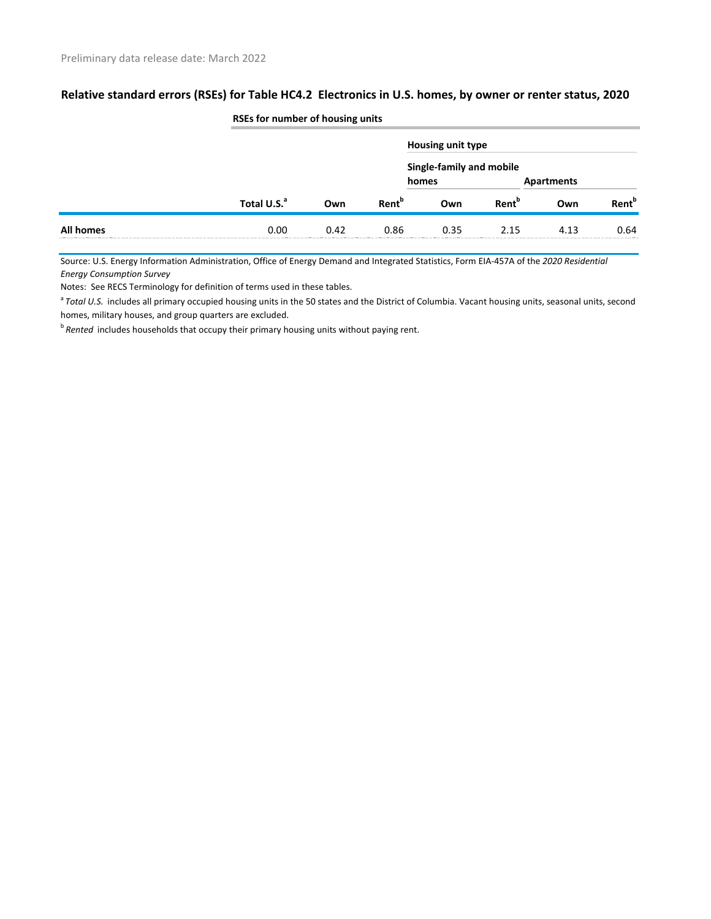Preliminary data release date: March 2022

## Relative standard errors (RSEs) for Table HC4.2 Electronics in U.S. homes, by owner or renter status, 2020

| | RSEs for number of housing units | | | | | | |
|---|---|---|---|---|---|---|---|
| | | | | Housing unit type | | | |
| | | | | Single-family and mobile homes | | Apartments | |
| | Total U.S.[a] | Own | Rent[b] | Own | Rent[b] | Own | Rent[b] |
| **All homes** | 0.00 | 0.42 | 0.86 | 0.35 | 2.15 | 4.13 | 0.64 |

Source: U.S. Energy Information Administration, Office of Energy Demand and Integrated Statistics, Form EIA-457A of the *2020 Residential Energy Consumption Survey*

Notes: See RECS Terminology for definition of terms used in these tables.

[a] *Total U.S.* includes all primary occupied housing units in the 50 states and the District of Columbia. Vacant housing units, seasonal units, second homes, military houses, and group quarters are excluded.

[b] *Rented* includes households that occupy their primary housing units without paying rent.